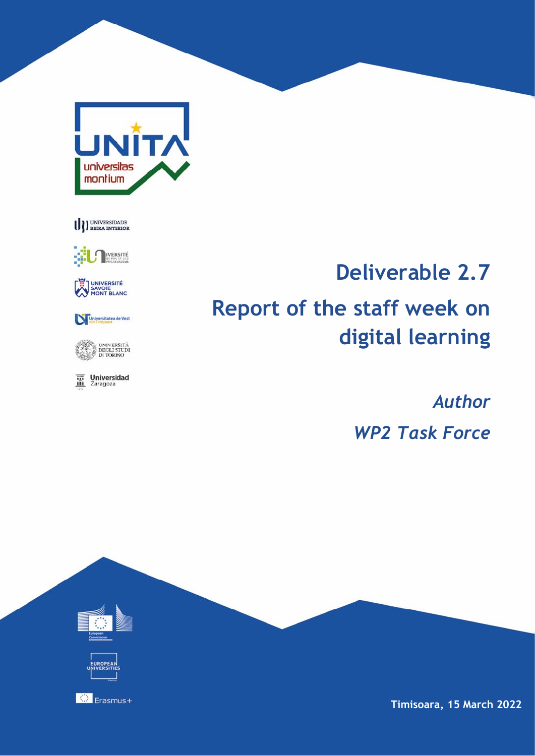# Deliverable 2.7

# Report of the staff week on digital learning

*Author*

*WP2 Task Force*

**Timisoara, 15 March 2022**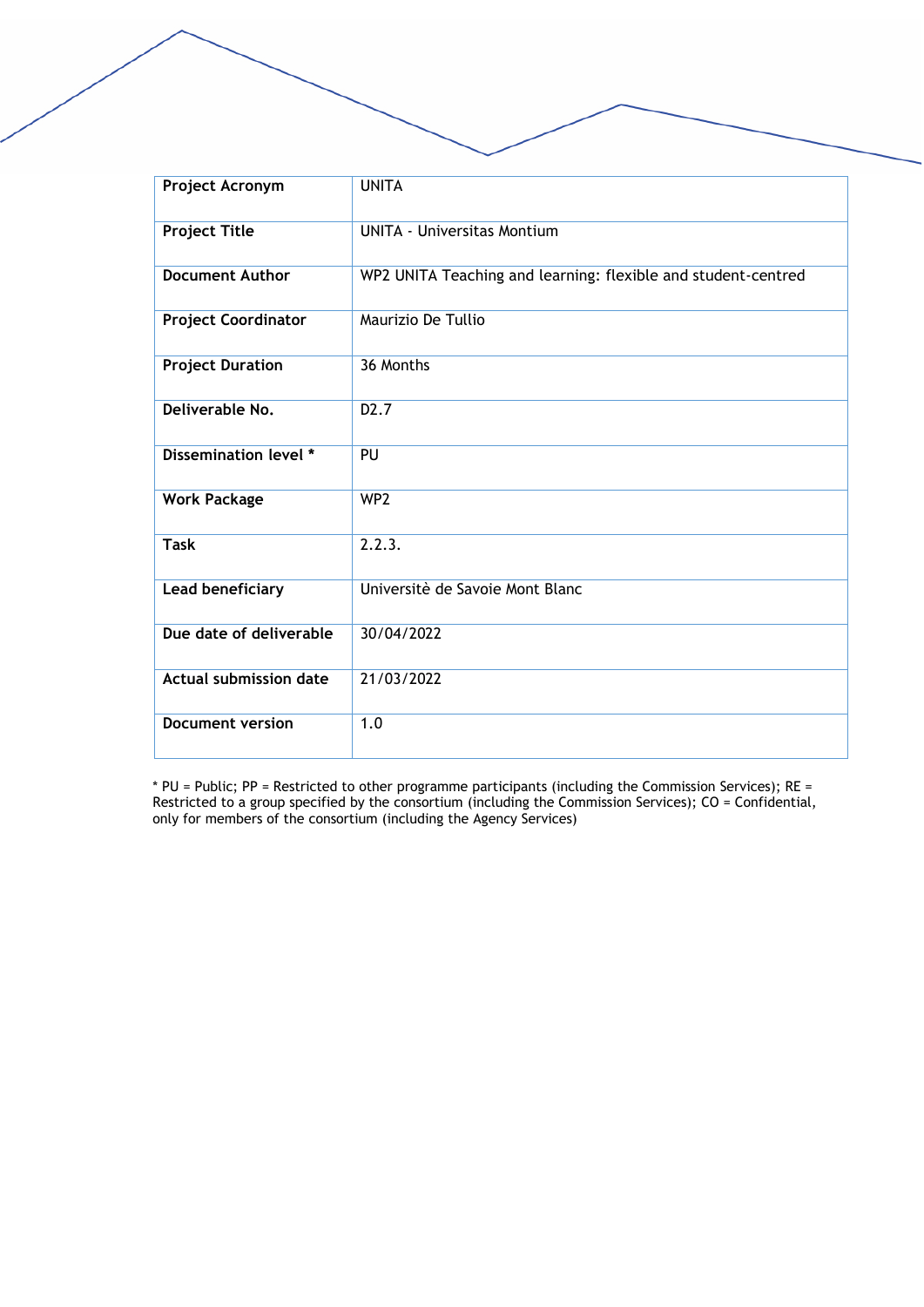| Project Acronym | UNITA |
|---|---|
| Project Title | UNITA - Universitas Montium |
| Document Author | WP2 UNITA Teaching and learning: flexible and student-centred |
| Project Coordinator | Maurizio De Tullio |
| Project Duration | 36 Months |
| Deliverable No. | D2.7 |
| Dissemination level * | PU |
| Work Package | WP2 |
| Task | 2.2.3. |
| Lead beneficiary | Universitè de Savoie Mont Blanc |
| Due date of deliverable | 30/04/2022 |
| Actual submission date | 21/03/2022 |
| Document version | 1.0 |

* PU = Public; PP = Restricted to other programme participants (including the Commission Services); RE = Restricted to a group specified by the consortium (including the Commission Services); CO = Confidential, only for members of the consortium (including the Agency Services)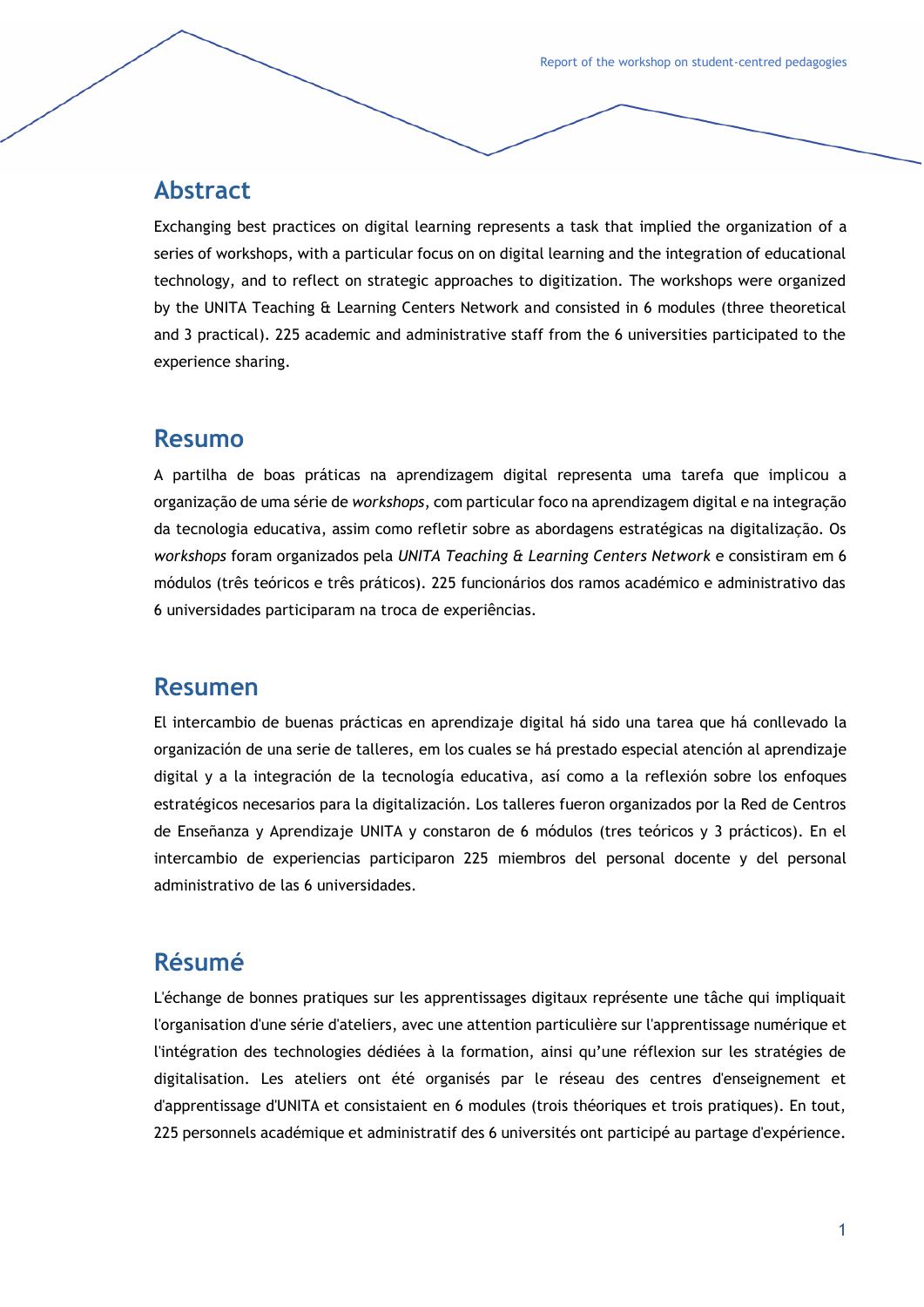## Abstract

Exchanging best practices on digital learning represents a task that implied the organization of a series of workshops, with a particular focus on on digital learning and the integration of educational technology, and to reflect on strategic approaches to digitization. The workshops were organized by the UNITA Teaching & Learning Centers Network and consisted in 6 modules (three theoretical and 3 practical). 225 academic and administrative staff from the 6 universities participated to the experience sharing.

## Resumo

A partilha de boas práticas na aprendizagem digital representa uma tarefa que implicou a organização de uma série de *workshops*, com particular foco na aprendizagem digital e na integração da tecnologia educativa, assim como refletir sobre as abordagens estratégicas na digitalização. Os *workshops* foram organizados pela *UNITA Teaching & Learning Centers Network* e consistiram em 6 módulos (três teóricos e três práticos). 225 funcionários dos ramos académico e administrativo das 6 universidades participaram na troca de experiências.

## Resumen

El intercambio de buenas prácticas en aprendizaje digital há sido una tarea que há conllevado la organización de una serie de talleres, em los cuales se há prestado especial atención al aprendizaje digital y a la integración de la tecnología educativa, así como a la reflexión sobre los enfoques estratégicos necesarios para la digitalización. Los talleres fueron organizados por la Red de Centros de Enseñanza y Aprendizaje UNITA y constaron de 6 módulos (tres teóricos y 3 prácticos). En el intercambio de experiencias participaron 225 miembros del personal docente y del personal administrativo de las 6 universidades.

## Résumé

L'échange de bonnes pratiques sur les apprentissages digitaux représente une tâche qui impliquait l'organisation d'une série d'ateliers, avec une attention particulière sur l'apprentissage numérique et l'intégration des technologies dédiées à la formation, ainsi qu'une réflexion sur les stratégies de digitalisation. Les ateliers ont été organisés par le réseau des centres d'enseignement et d'apprentissage d'UNITA et consistaient en 6 modules (trois théoriques et trois pratiques). En tout, 225 personnels académique et administratif des 6 universités ont participé au partage d'expérience.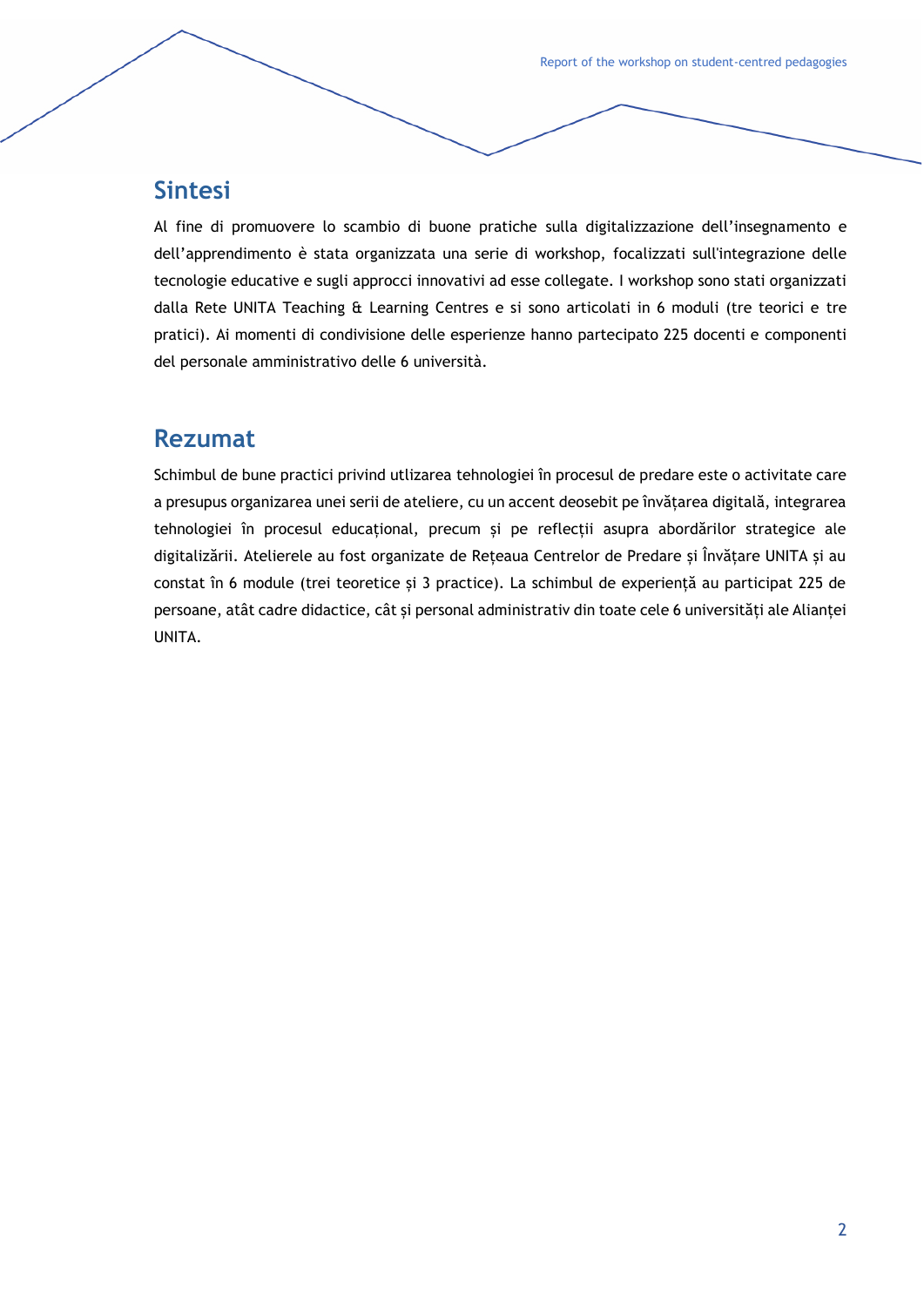## Sintesi

Al fine di promuovere lo scambio di buone pratiche sulla digitalizzazione dell'insegnamento e dell'apprendimento è stata organizzata una serie di workshop, focalizzati sull'integrazione delle tecnologie educative e sugli approcci innovativi ad esse collegate. I workshop sono stati organizzati dalla Rete UNITA Teaching & Learning Centres e si sono articolati in 6 moduli (tre teorici e tre pratici). Ai momenti di condivisione delle esperienze hanno partecipato 225 docenti e componenti del personale amministrativo delle 6 università.

## Rezumat

Schimbul de bune practici privind utlizarea tehnologiei în procesul de predare este o activitate care a presupus organizarea unei serii de ateliere, cu un accent deosebit pe învățarea digitală, integrarea tehnologiei în procesul educațional, precum și pe reflecții asupra abordărilor strategice ale digitalizării. Atelierele au fost organizate de Rețeaua Centrelor de Predare și Învățare UNITA și au constat în 6 module (trei teoretice și 3 practice). La schimbul de experiență au participat 225 de persoane, atât cadre didactice, cât și personal administrativ din toate cele 6 universități ale Alianței UNITA.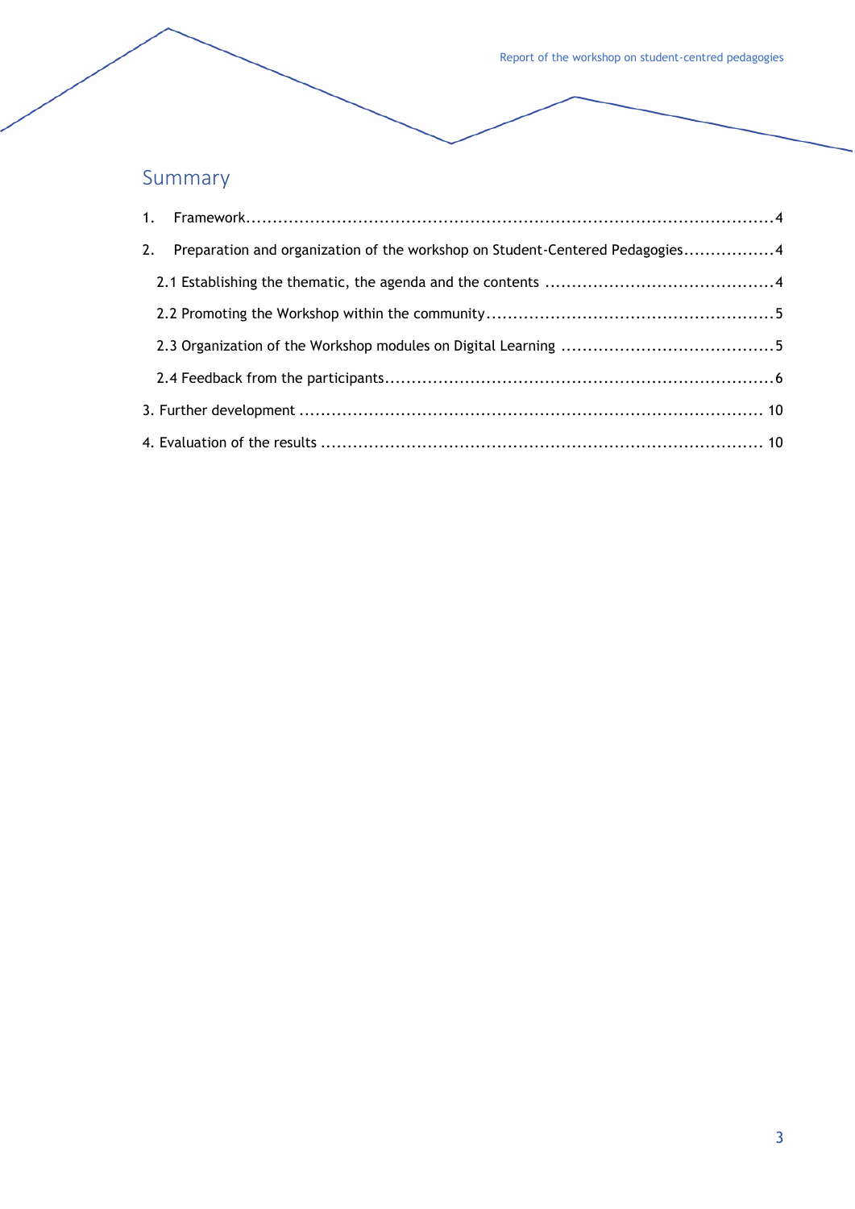# Summary

1. Framework....................................................................................................4
2. Preparation and organization of the workshop on Student-Centered Pedagogies.................4
   - 2.1 Establishing the thematic, the agenda and the contents ...........................................4
   - 2.2 Promoting the Workshop within the community......................................................5
   - 2.3 Organization of the Workshop modules on Digital Learning ........................................5
   - 2.4 Feedback from the participants.........................................................................6
3. Further development ...................................................................................... 10
4. Evaluation of the results .................................................................................. 10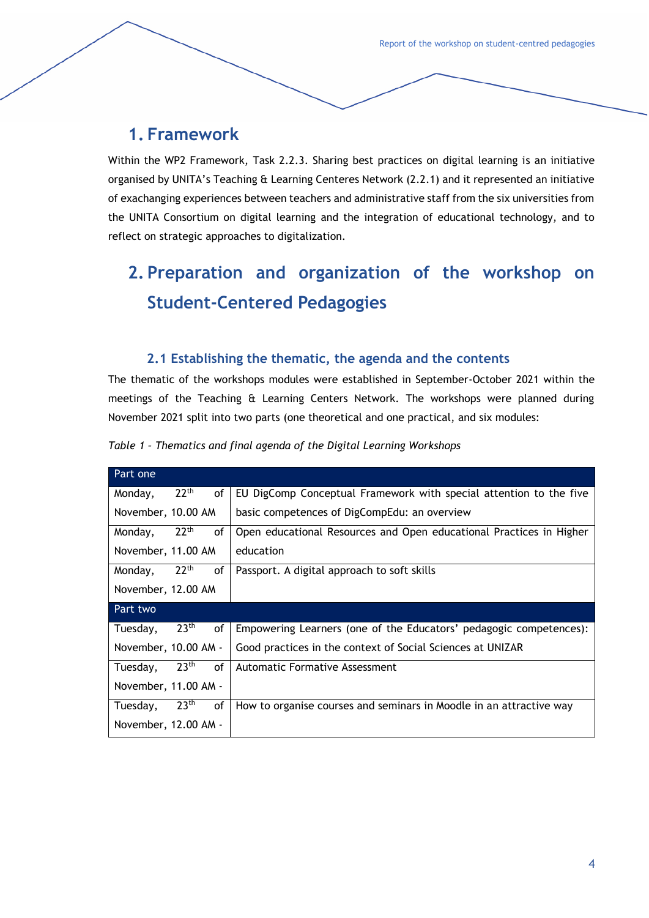# 1. Framework

Within the WP2 Framework, Task 2.2.3. Sharing best practices on digital learning is an initiative organised by UNITA's Teaching & Learning Centeres Network (2.2.1) and it represented an initiative of exachanging experiences between teachers and administrative staff from the six universities from the UNITA Consortium on digital learning and the integration of educational technology, and to reflect on strategic approaches to digitalization.

# 2. Preparation and organization of the workshop on Student-Centered Pedagogies

## 2.1 Establishing the thematic, the agenda and the contents

The thematic of the workshops modules were established in September-October 2021 within the meetings of the Teaching & Learning Centers Network. The workshops were planned during November 2021 split into two parts (one theoretical and one practical, and six modules:

*Table 1 – Thematics and final agenda of the Digital Learning Workshops*

| Part one | |
|---|---|
| Monday, 22th of November, 10.00 AM | EU DigComp Conceptual Framework with special attention to the five basic competences of DigCompEdu: an overview |
| Monday, 22th of November, 11.00 AM | Open educational Resources and Open educational Practices in Higher education |
| Monday, 22th of November, 12.00 AM | Passport. A digital approach to soft skills |
| **Part two** | |
| Tuesday, 23th of November, 10.00 AM - | Empowering Learners (one of the Educators' pedagogic competences): Good practices in the context of Social Sciences at UNIZAR |
| Tuesday, 23th of November, 11.00 AM - | Automatic Formative Assessment |
| Tuesday, 23th of November, 12.00 AM - | How to organise courses and seminars in Moodle in an attractive way |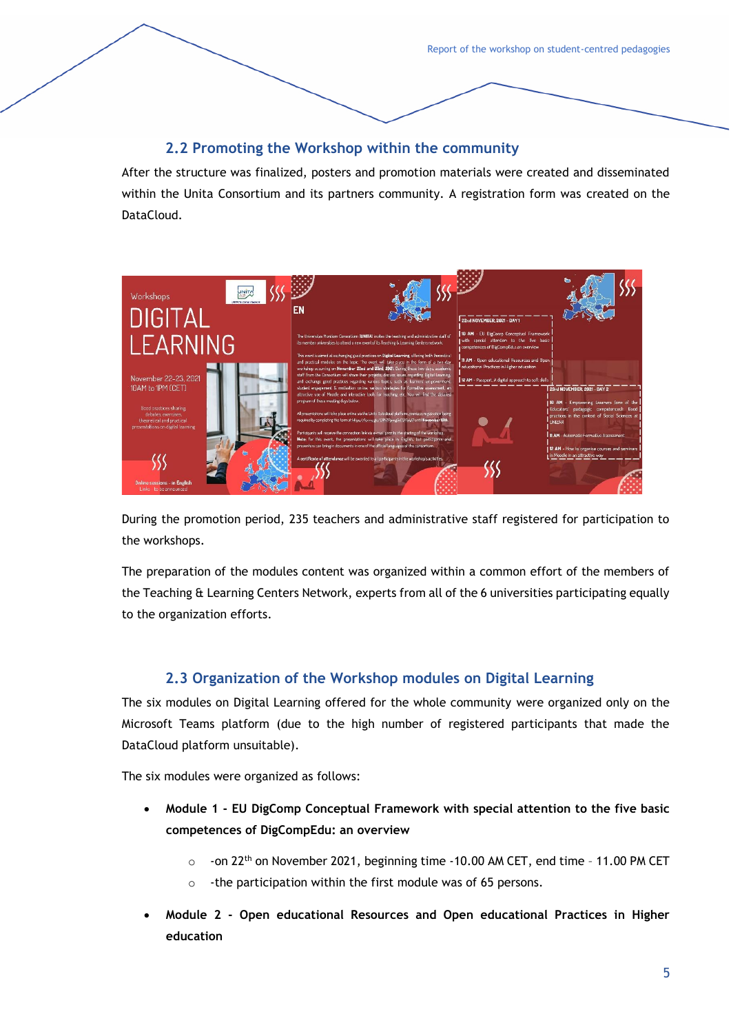## 2.2 Promoting the Workshop within the community

After the structure was finalized, posters and promotion materials were created and disseminated within the Unita Consortium and its partners community. A registration form was created on the DataCloud.

During the promotion period, 235 teachers and administrative staff registered for participation to the workshops.

The preparation of the modules content was organized within a common effort of the members of the Teaching & Learning Centers Network, experts from all of the 6 universities participating equally to the organization efforts.

## 2.3 Organization of the Workshop modules on Digital Learning

The six modules on Digital Learning offered for the whole community were organized only on the Microsoft Teams platform (due to the high number of registered participants that made the DataCloud platform unsuitable).

The six modules were organized as follows:

- **Module 1 - EU DigComp Conceptual Framework with special attention to the five basic competences of DigCompEdu: an overview**
  - -on 22th on November 2021, beginning time -10.00 AM CET, end time – 11.00 PM CET
  - -the participation within the first module was of 65 persons.
- **Module 2 - Open educational Resources and Open educational Practices in Higher education**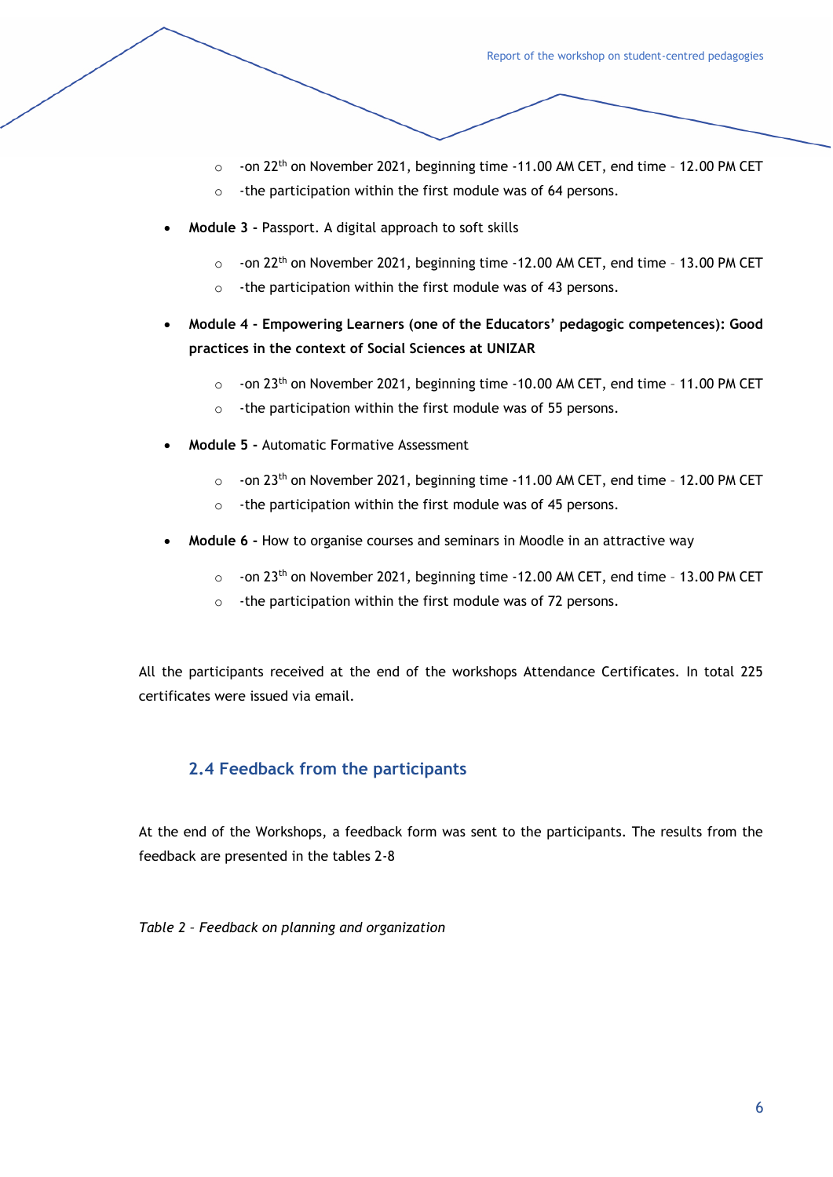- -on 22[th] on November 2021, beginning time -11.00 AM CET, end time – 12.00 PM CET
    - -the participation within the first module was of 64 persons.

- **Module 3 -** Passport. A digital approach to soft skills
    - -on 22[th] on November 2021, beginning time -12.00 AM CET, end time – 13.00 PM CET
    - -the participation within the first module was of 43 persons.

- **Module 4 - Empowering Learners (one of the Educators' pedagogic competences): Good practices in the context of Social Sciences at UNIZAR**
    - -on 23[th] on November 2021, beginning time -10.00 AM CET, end time – 11.00 PM CET
    - -the participation within the first module was of 55 persons.

- **Module 5 -** Automatic Formative Assessment
    - -on 23[th] on November 2021, beginning time -11.00 AM CET, end time – 12.00 PM CET
    - -the participation within the first module was of 45 persons.

- **Module 6 -** How to organise courses and seminars in Moodle in an attractive way
    - -on 23[th] on November 2021, beginning time -12.00 AM CET, end time – 13.00 PM CET
    - -the participation within the first module was of 72 persons.

All the participants received at the end of the workshops Attendance Certificates. In total 225 certificates were issued via email.

## 2.4 Feedback from the participants

At the end of the Workshops, a feedback form was sent to the participants. The results from the feedback are presented in the tables 2-8

*Table 2 – Feedback on planning and organization*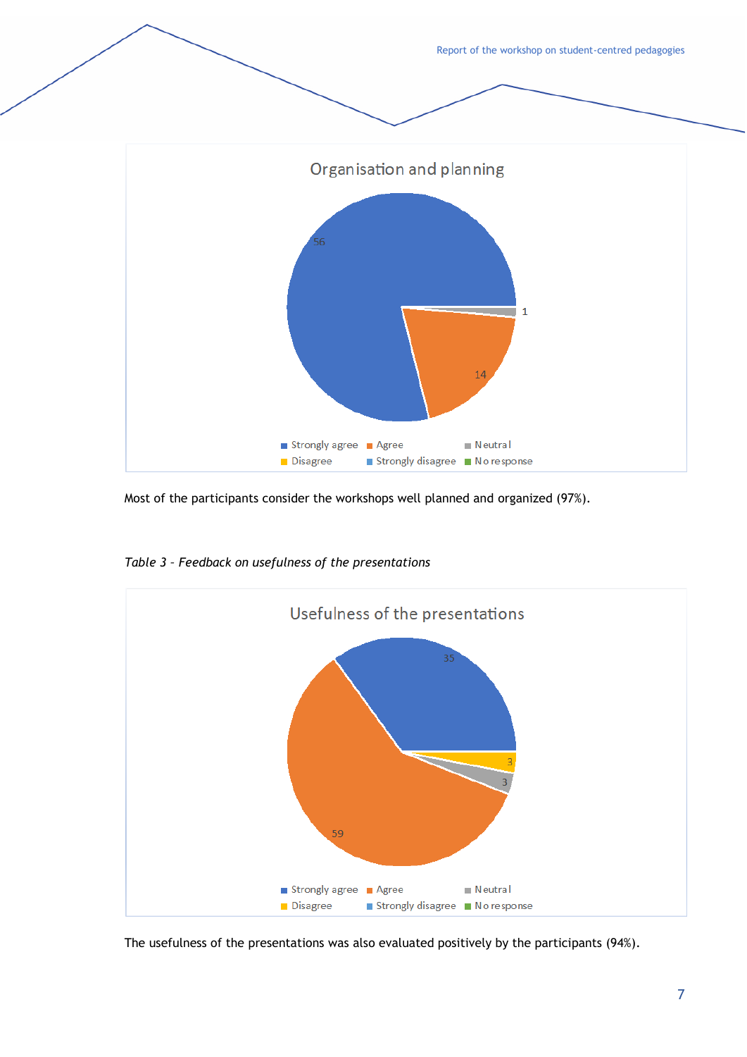Organisation and planning

- Strongly agree: 56
- Agree: 14
- Neutral: 1
- Disagree
- Strongly disagree
- No response

Most of the participants consider the workshops well planned and organized (97%).

*Table 3 – Feedback on usefulness of the presentations*

Usefulness of the presentations

- Strongly agree: 35
- Agree: 59
- Neutral: 3
- Disagree: 3
- Strongly disagree
- No response

The usefulness of the presentations was also evaluated positively by the participants (94%).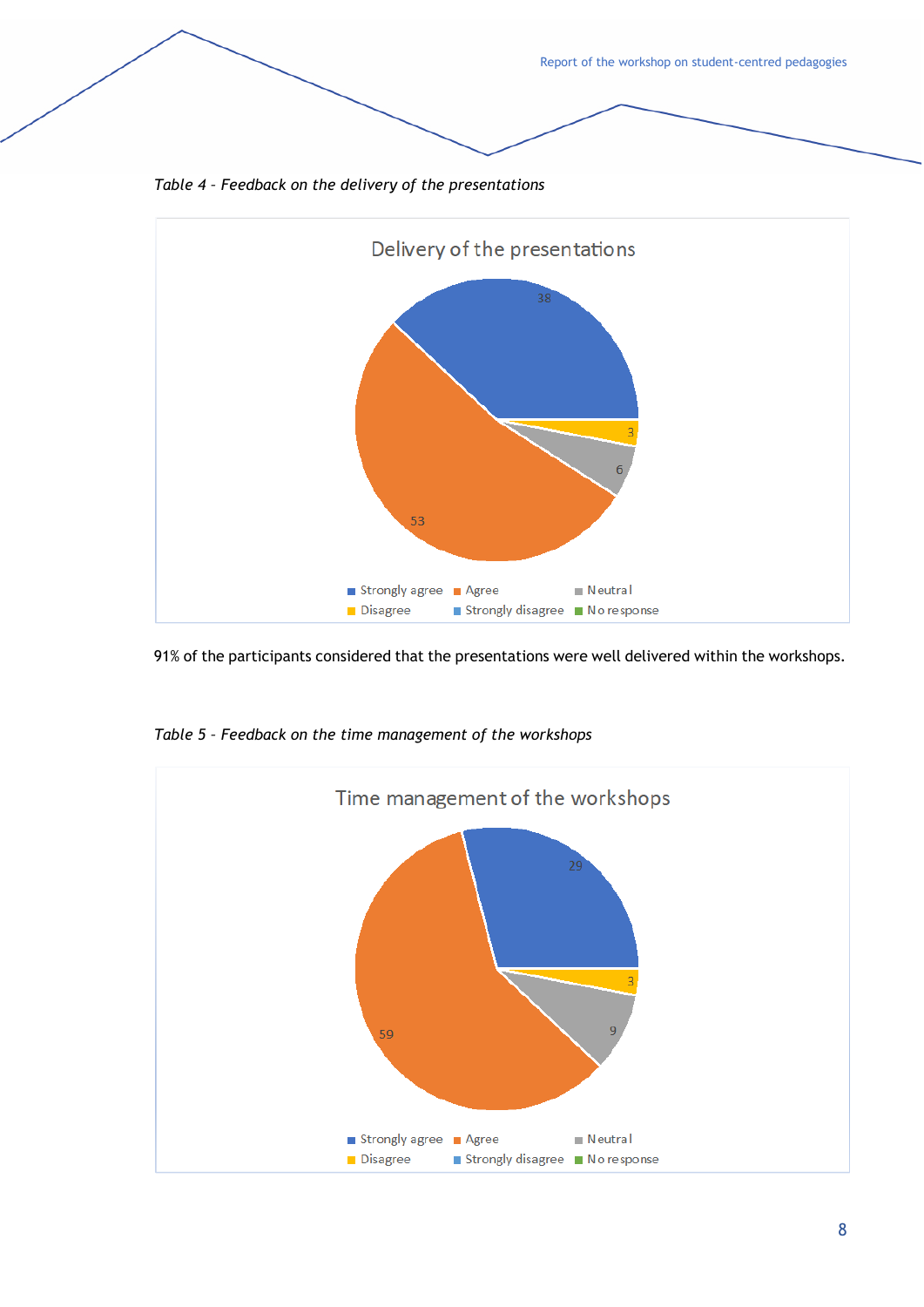*Table 4 - Feedback on the delivery of the presentations*

Delivery of the presentations

| Response | Value |
|---|---|
| Strongly agree | 38 |
| Agree | 53 |
| Neutral | 6 |
| Disagree | 3 |
| Strongly disagree | |
| No response | |

91% of the participants considered that the presentations were well delivered within the workshops.

*Table 5 - Feedback on the time management of the workshops*

Time management of the workshops

| Response | Value |
|---|---|
| Strongly agree | 29 |
| Agree | 59 |
| Neutral | 9 |
| Disagree | 3 |
| Strongly disagree | |
| No response | |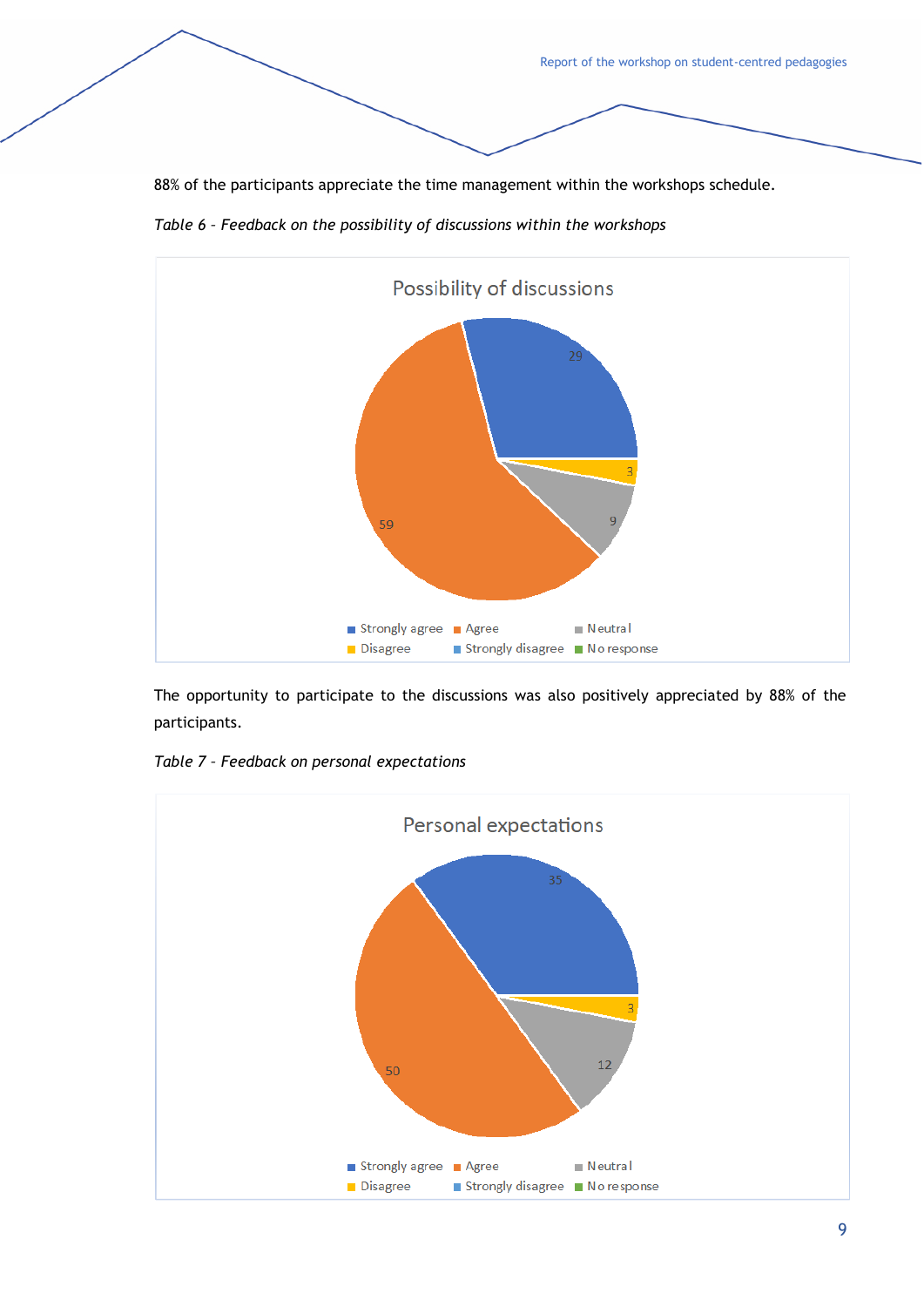88% of the participants appreciate the time management within the workshops schedule.

*Table 6 - Feedback on the possibility of discussions within the workshops*

Possibility of discussions

| Response | Count |
|---|---|
| Strongly agree | 29 |
| Agree | 59 |
| Neutral | 9 |
| Disagree | 3 |
| Strongly disagree | |
| No response | |

The opportunity to participate to the discussions was also positively appreciated by 88% of the participants.

*Table 7 - Feedback on personal expectations*

Personal expectations

| Response | Count |
|---|---|
| Strongly agree | 35 |
| Agree | 50 |
| Neutral | 12 |
| Disagree | 3 |
| Strongly disagree | |
| No response | |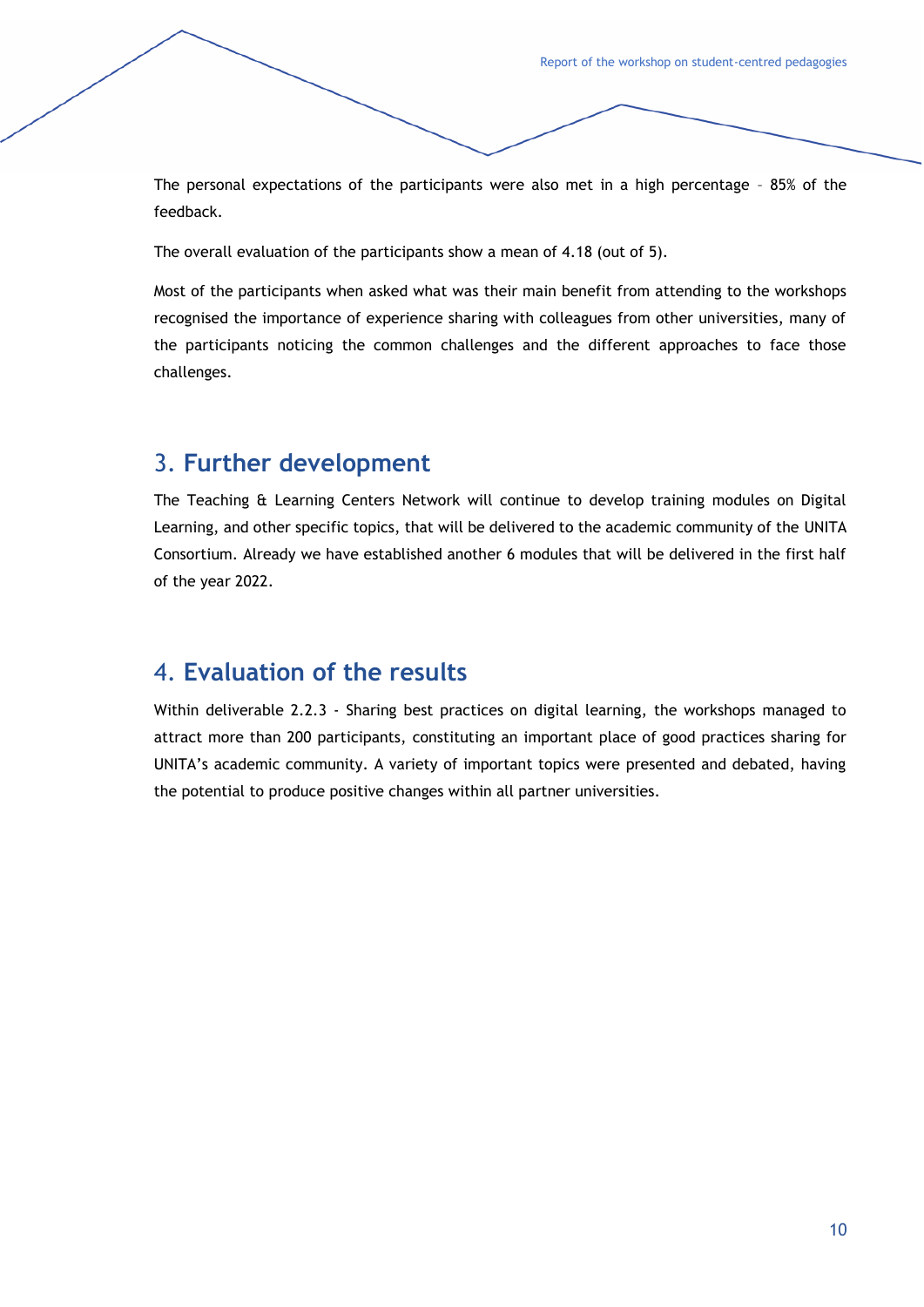The personal expectations of the participants were also met in a high percentage – 85% of the feedback.

The overall evaluation of the participants show a mean of 4.18 (out of 5).

Most of the participants when asked what was their main benefit from attending to the workshops recognised the importance of experience sharing with colleagues from other universities, many of the participants noticing the common challenges and the different approaches to face those challenges.

## 3. Further development

The Teaching & Learning Centers Network will continue to develop training modules on Digital Learning, and other specific topics, that will be delivered to the academic community of the UNITA Consortium. Already we have established another 6 modules that will be delivered in the first half of the year 2022.

## 4. Evaluation of the results

Within deliverable 2.2.3 - Sharing best practices on digital learning, the workshops managed to attract more than 200 participants, constituting an important place of good practices sharing for UNITA's academic community. A variety of important topics were presented and debated, having the potential to produce positive changes within all partner universities.